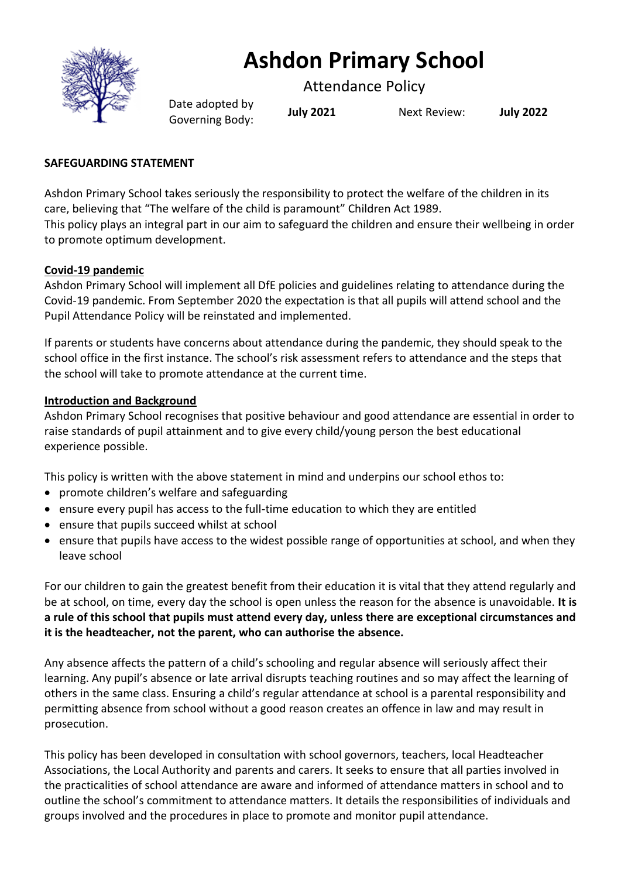# Ashdon Primary School

Attendance Policy

| Date adopted by Governing Body: | **July 2021** | Next Review: | **July 2022** |
|---|---|---|---|

**SAFEGUARDING STATEMENT**

Ashdon Primary School takes seriously the responsibility to protect the welfare of the children in its care, believing that "The welfare of the child is paramount" Children Act 1989.
This policy plays an integral part in our aim to safeguard the children and ensure their wellbeing in order to promote optimum development.

**Covid-19 pandemic**

Ashdon Primary School will implement all DfE policies and guidelines relating to attendance during the Covid-19 pandemic. From September 2020 the expectation is that all pupils will attend school and the Pupil Attendance Policy will be reinstated and implemented.

If parents or students have concerns about attendance during the pandemic, they should speak to the school office in the first instance. The school's risk assessment refers to attendance and the steps that the school will take to promote attendance at the current time.

**Introduction and Background**

Ashdon Primary School recognises that positive behaviour and good attendance are essential in order to raise standards of pupil attainment and to give every child/young person the best educational experience possible.

This policy is written with the above statement in mind and underpins our school ethos to:

- promote children's welfare and safeguarding
- ensure every pupil has access to the full-time education to which they are entitled
- ensure that pupils succeed whilst at school
- ensure that pupils have access to the widest possible range of opportunities at school, and when they leave school

For our children to gain the greatest benefit from their education it is vital that they attend regularly and be at school, on time, every day the school is open unless the reason for the absence is unavoidable. **It is a rule of this school that pupils must attend every day, unless there are exceptional circumstances and it is the headteacher, not the parent, who can authorise the absence.**

Any absence affects the pattern of a child's schooling and regular absence will seriously affect their learning. Any pupil's absence or late arrival disrupts teaching routines and so may affect the learning of others in the same class. Ensuring a child's regular attendance at school is a parental responsibility and permitting absence from school without a good reason creates an offence in law and may result in prosecution.

This policy has been developed in consultation with school governors, teachers, local Headteacher Associations, the Local Authority and parents and carers. It seeks to ensure that all parties involved in the practicalities of school attendance are aware and informed of attendance matters in school and to outline the school's commitment to attendance matters. It details the responsibilities of individuals and groups involved and the procedures in place to promote and monitor pupil attendance.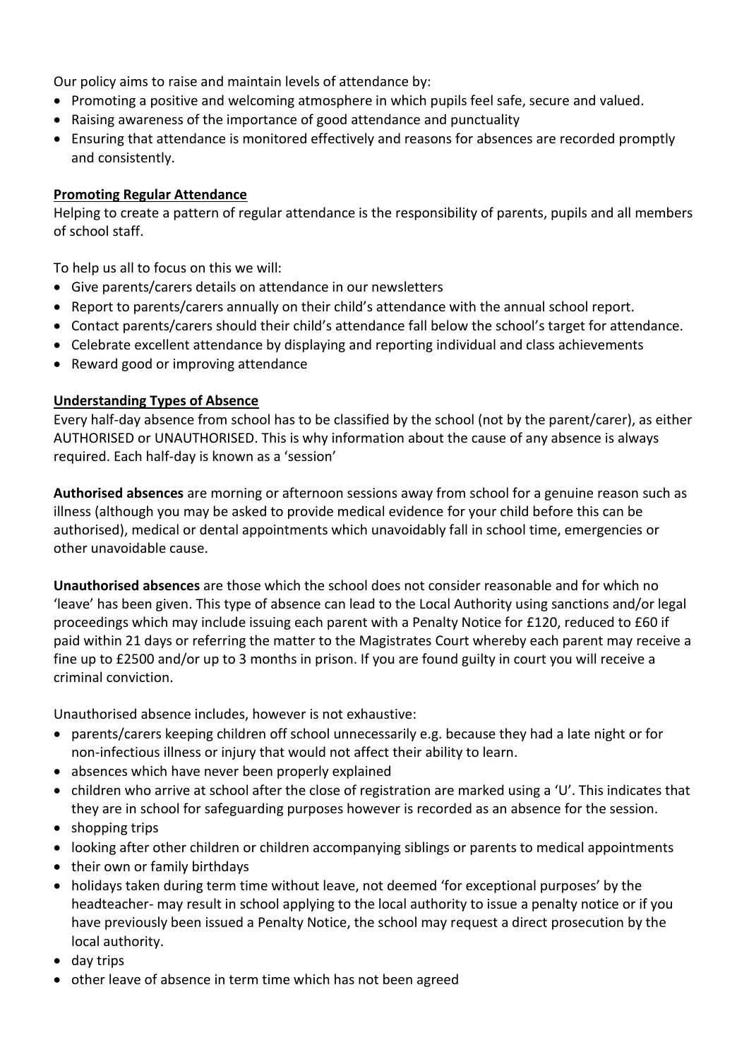Our policy aims to raise and maintain levels of attendance by:

- Promoting a positive and welcoming atmosphere in which pupils feel safe, secure and valued.
- Raising awareness of the importance of good attendance and punctuality
- Ensuring that attendance is monitored effectively and reasons for absences are recorded promptly and consistently.

**Promoting Regular Attendance**

Helping to create a pattern of regular attendance is the responsibility of parents, pupils and all members of school staff.

To help us all to focus on this we will:

- Give parents/carers details on attendance in our newsletters
- Report to parents/carers annually on their child's attendance with the annual school report.
- Contact parents/carers should their child's attendance fall below the school's target for attendance.
- Celebrate excellent attendance by displaying and reporting individual and class achievements
- Reward good or improving attendance

**Understanding Types of Absence**

Every half-day absence from school has to be classified by the school (not by the parent/carer), as either AUTHORISED or UNAUTHORISED. This is why information about the cause of any absence is always required. Each half-day is known as a 'session'

**Authorised absences** are morning or afternoon sessions away from school for a genuine reason such as illness (although you may be asked to provide medical evidence for your child before this can be authorised), medical or dental appointments which unavoidably fall in school time, emergencies or other unavoidable cause.

**Unauthorised absences** are those which the school does not consider reasonable and for which no 'leave' has been given. This type of absence can lead to the Local Authority using sanctions and/or legal proceedings which may include issuing each parent with a Penalty Notice for £120, reduced to £60 if paid within 21 days or referring the matter to the Magistrates Court whereby each parent may receive a fine up to £2500 and/or up to 3 months in prison. If you are found guilty in court you will receive a criminal conviction.

Unauthorised absence includes, however is not exhaustive:

- parents/carers keeping children off school unnecessarily e.g. because they had a late night or for non-infectious illness or injury that would not affect their ability to learn.
- absences which have never been properly explained
- children who arrive at school after the close of registration are marked using a 'U'. This indicates that they are in school for safeguarding purposes however is recorded as an absence for the session.
- shopping trips
- looking after other children or children accompanying siblings or parents to medical appointments
- their own or family birthdays
- holidays taken during term time without leave, not deemed 'for exceptional purposes' by the headteacher- may result in school applying to the local authority to issue a penalty notice or if you have previously been issued a Penalty Notice, the school may request a direct prosecution by the local authority.
- day trips
- other leave of absence in term time which has not been agreed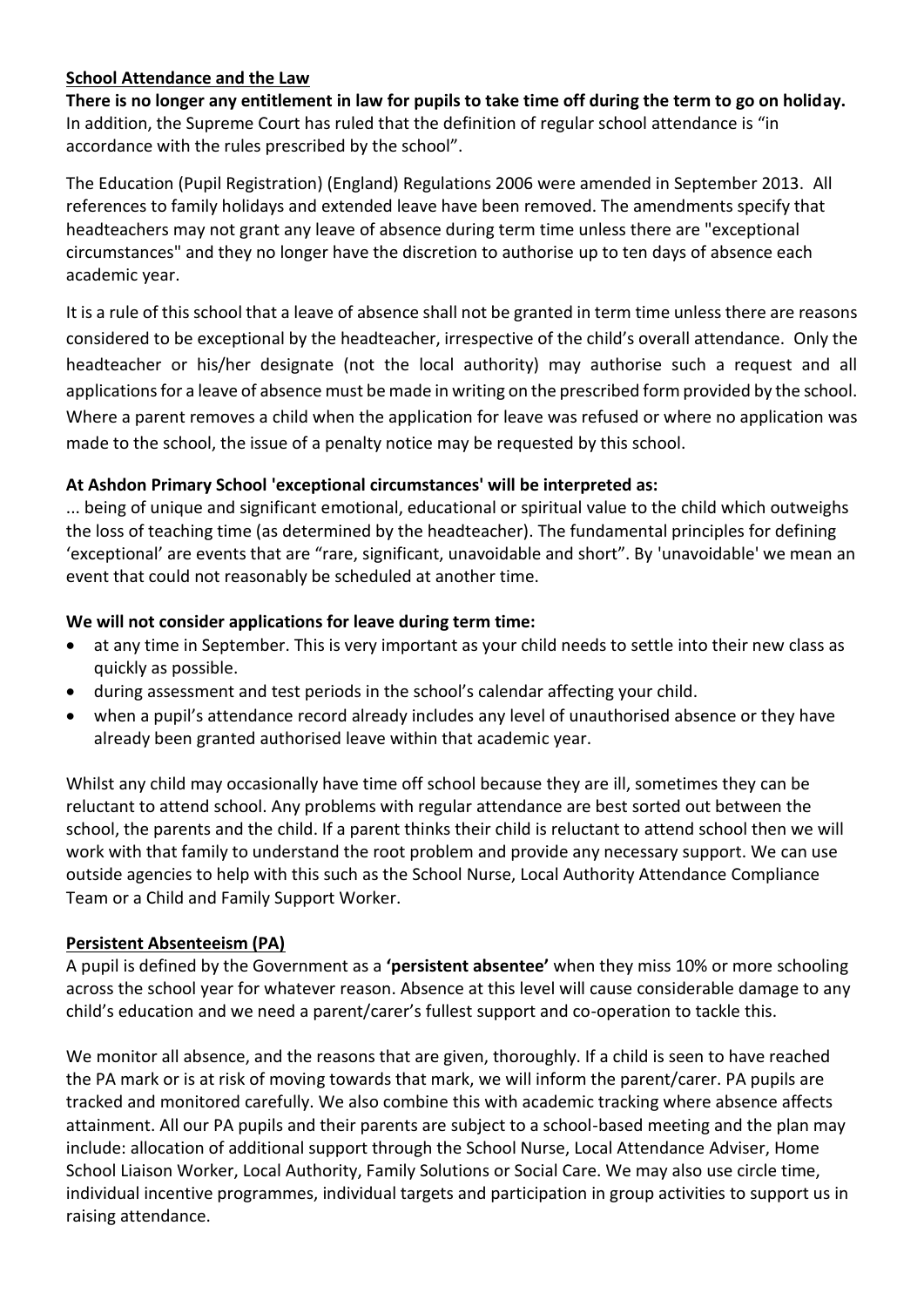## School Attendance and the Law

**There is no longer any entitlement in law for pupils to take time off during the term to go on holiday.** In addition, the Supreme Court has ruled that the definition of regular school attendance is "in accordance with the rules prescribed by the school".

The Education (Pupil Registration) (England) Regulations 2006 were amended in September 2013. All references to family holidays and extended leave have been removed. The amendments specify that headteachers may not grant any leave of absence during term time unless there are "exceptional circumstances" and they no longer have the discretion to authorise up to ten days of absence each academic year.

It is a rule of this school that a leave of absence shall not be granted in term time unless there are reasons considered to be exceptional by the headteacher, irrespective of the child's overall attendance. Only the headteacher or his/her designate (not the local authority) may authorise such a request and all applications for a leave of absence must be made in writing on the prescribed form provided by the school. Where a parent removes a child when the application for leave was refused or where no application was made to the school, the issue of a penalty notice may be requested by this school.

**At Ashdon Primary School 'exceptional circumstances' will be interpreted as:**

... being of unique and significant emotional, educational or spiritual value to the child which outweighs the loss of teaching time (as determined by the headteacher). The fundamental principles for defining 'exceptional' are events that are "rare, significant, unavoidable and short". By 'unavoidable' we mean an event that could not reasonably be scheduled at another time.

**We will not consider applications for leave during term time:**

- at any time in September. This is very important as your child needs to settle into their new class as quickly as possible.
- during assessment and test periods in the school's calendar affecting your child.
- when a pupil's attendance record already includes any level of unauthorised absence or they have already been granted authorised leave within that academic year.

Whilst any child may occasionally have time off school because they are ill, sometimes they can be reluctant to attend school. Any problems with regular attendance are best sorted out between the school, the parents and the child. If a parent thinks their child is reluctant to attend school then we will work with that family to understand the root problem and provide any necessary support. We can use outside agencies to help with this such as the School Nurse, Local Authority Attendance Compliance Team or a Child and Family Support Worker.

## Persistent Absenteeism (PA)

A pupil is defined by the Government as a **'persistent absentee'** when they miss 10% or more schooling across the school year for whatever reason. Absence at this level will cause considerable damage to any child's education and we need a parent/carer's fullest support and co-operation to tackle this.

We monitor all absence, and the reasons that are given, thoroughly. If a child is seen to have reached the PA mark or is at risk of moving towards that mark, we will inform the parent/carer. PA pupils are tracked and monitored carefully. We also combine this with academic tracking where absence affects attainment. All our PA pupils and their parents are subject to a school-based meeting and the plan may include: allocation of additional support through the School Nurse, Local Attendance Adviser, Home School Liaison Worker, Local Authority, Family Solutions or Social Care. We may also use circle time, individual incentive programmes, individual targets and participation in group activities to support us in raising attendance.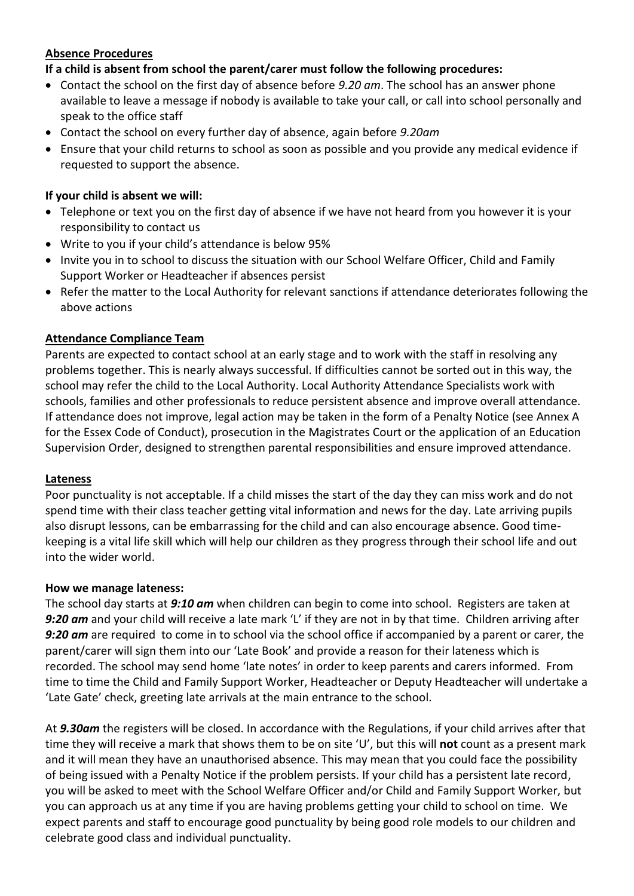## Absence Procedures

**If a child is absent from school the parent/carer must follow the following procedures:**

- Contact the school on the first day of absence before *9.20 am*. The school has an answer phone available to leave a message if nobody is available to take your call, or call into school personally and speak to the office staff
- Contact the school on every further day of absence, again before *9.20am*
- Ensure that your child returns to school as soon as possible and you provide any medical evidence if requested to support the absence.

**If your child is absent we will:**

- Telephone or text you on the first day of absence if we have not heard from you however it is your responsibility to contact us
- Write to you if your child's attendance is below 95%
- Invite you in to school to discuss the situation with our School Welfare Officer, Child and Family Support Worker or Headteacher if absences persist
- Refer the matter to the Local Authority for relevant sanctions if attendance deteriorates following the above actions

## Attendance Compliance Team

Parents are expected to contact school at an early stage and to work with the staff in resolving any problems together. This is nearly always successful. If difficulties cannot be sorted out in this way, the school may refer the child to the Local Authority. Local Authority Attendance Specialists work with schools, families and other professionals to reduce persistent absence and improve overall attendance. If attendance does not improve, legal action may be taken in the form of a Penalty Notice (see Annex A for the Essex Code of Conduct), prosecution in the Magistrates Court or the application of an Education Supervision Order, designed to strengthen parental responsibilities and ensure improved attendance.

## Lateness

Poor punctuality is not acceptable. If a child misses the start of the day they can miss work and do not spend time with their class teacher getting vital information and news for the day. Late arriving pupils also disrupt lessons, can be embarrassing for the child and can also encourage absence. Good time-keeping is a vital life skill which will help our children as they progress through their school life and out into the wider world.

**How we manage lateness:**

The school day starts at ***9:10 am*** when children can begin to come into school. Registers are taken at ***9:20 am*** and your child will receive a late mark 'L' if they are not in by that time. Children arriving after ***9:20 am*** are required to come in to school via the school office if accompanied by a parent or carer, the parent/carer will sign them into our 'Late Book' and provide a reason for their lateness which is recorded. The school may send home 'late notes' in order to keep parents and carers informed. From time to time the Child and Family Support Worker, Headteacher or Deputy Headteacher will undertake a 'Late Gate' check, greeting late arrivals at the main entrance to the school.

At ***9.30am*** the registers will be closed. In accordance with the Regulations, if your child arrives after that time they will receive a mark that shows them to be on site 'U', but this will **not** count as a present mark and it will mean they have an unauthorised absence. This may mean that you could face the possibility of being issued with a Penalty Notice if the problem persists. If your child has a persistent late record, you will be asked to meet with the School Welfare Officer and/or Child and Family Support Worker, but you can approach us at any time if you are having problems getting your child to school on time. We expect parents and staff to encourage good punctuality by being good role models to our children and celebrate good class and individual punctuality.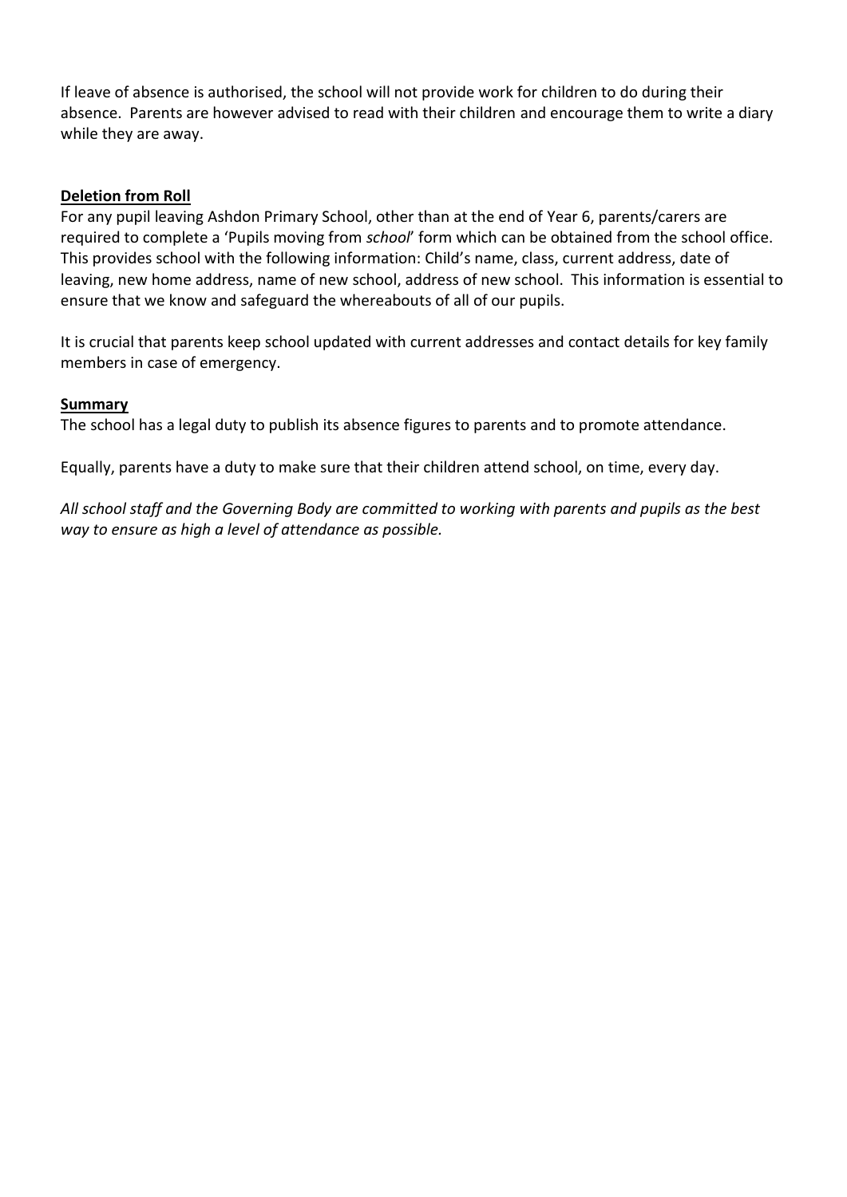If leave of absence is authorised, the school will not provide work for children to do during their absence. Parents are however advised to read with their children and encourage them to write a diary while they are away.

## Deletion from Roll

For any pupil leaving Ashdon Primary School, other than at the end of Year 6, parents/carers are required to complete a 'Pupils moving from *school*' form which can be obtained from the school office. This provides school with the following information: Child's name, class, current address, date of leaving, new home address, name of new school, address of new school. This information is essential to ensure that we know and safeguard the whereabouts of all of our pupils.

It is crucial that parents keep school updated with current addresses and contact details for key family members in case of emergency.

## Summary

The school has a legal duty to publish its absence figures to parents and to promote attendance.

Equally, parents have a duty to make sure that their children attend school, on time, every day.

*All school staff and the Governing Body are committed to working with parents and pupils as the best way to ensure as high a level of attendance as possible.*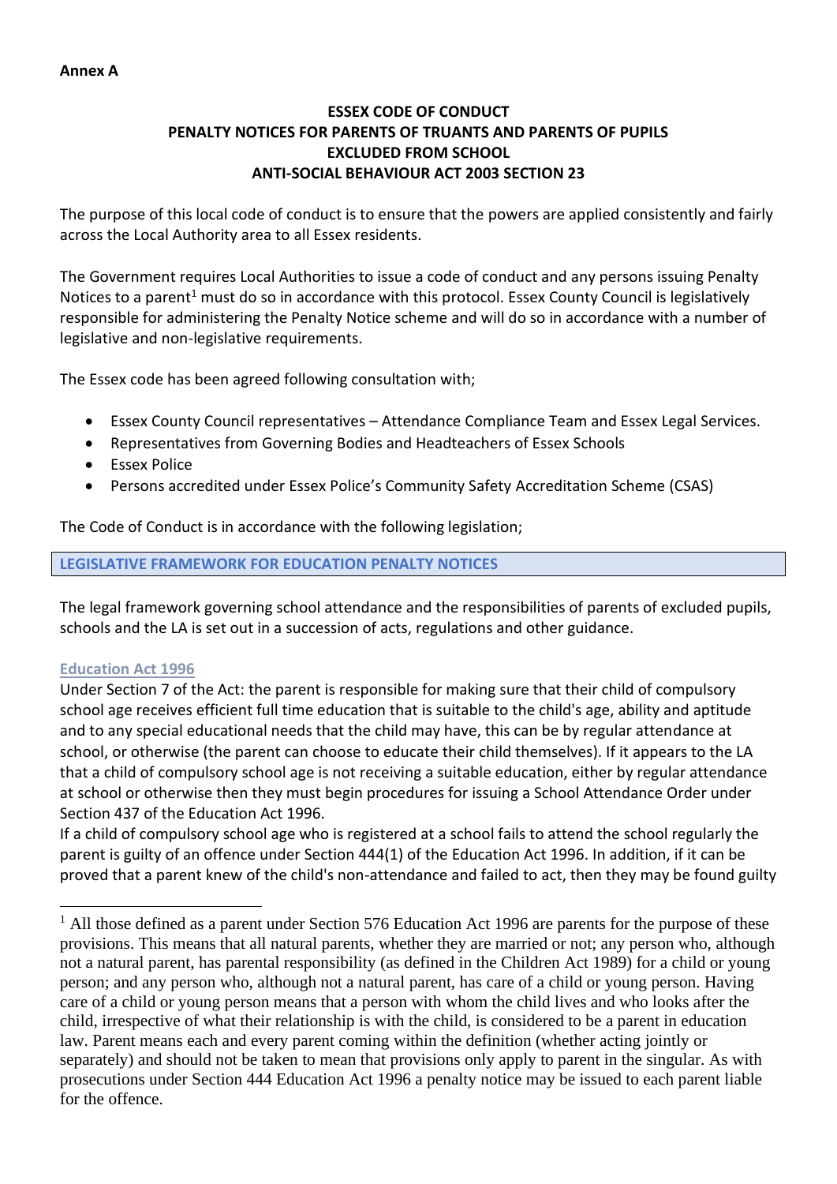**Annex A**

**ESSEX CODE OF CONDUCT**
**PENALTY NOTICES FOR PARENTS OF TRUANTS AND PARENTS OF PUPILS EXCLUDED FROM SCHOOL**
**ANTI-SOCIAL BEHAVIOUR ACT 2003 SECTION 23**

The purpose of this local code of conduct is to ensure that the powers are applied consistently and fairly across the Local Authority area to all Essex residents.

The Government requires Local Authorities to issue a code of conduct and any persons issuing Penalty Notices to a parent[1] must do so in accordance with this protocol. Essex County Council is legislatively responsible for administering the Penalty Notice scheme and will do so in accordance with a number of legislative and non-legislative requirements.

The Essex code has been agreed following consultation with;

- Essex County Council representatives – Attendance Compliance Team and Essex Legal Services.
- Representatives from Governing Bodies and Headteachers of Essex Schools
- Essex Police
- Persons accredited under Essex Police's Community Safety Accreditation Scheme (CSAS)

The Code of Conduct is in accordance with the following legislation;

## LEGISLATIVE FRAMEWORK FOR EDUCATION PENALTY NOTICES

The legal framework governing school attendance and the responsibilities of parents of excluded pupils, schools and the LA is set out in a succession of acts, regulations and other guidance.

### Education Act 1996

Under Section 7 of the Act: the parent is responsible for making sure that their child of compulsory school age receives efficient full time education that is suitable to the child's age, ability and aptitude and to any special educational needs that the child may have, this can be by regular attendance at school, or otherwise (the parent can choose to educate their child themselves). If it appears to the LA that a child of compulsory school age is not receiving a suitable education, either by regular attendance at school or otherwise then they must begin procedures for issuing a School Attendance Order under Section 437 of the Education Act 1996.

If a child of compulsory school age who is registered at a school fails to attend the school regularly the parent is guilty of an offence under Section 444(1) of the Education Act 1996. In addition, if it can be proved that a parent knew of the child's non-attendance and failed to act, then they may be found guilty

[1] All those defined as a parent under Section 576 Education Act 1996 are parents for the purpose of these provisions. This means that all natural parents, whether they are married or not; any person who, although not a natural parent, has parental responsibility (as defined in the Children Act 1989) for a child or young person; and any person who, although not a natural parent, has care of a child or young person. Having care of a child or young person means that a person with whom the child lives and who looks after the child, irrespective of what their relationship is with the child, is considered to be a parent in education law. Parent means each and every parent coming within the definition (whether acting jointly or separately) and should not be taken to mean that provisions only apply to parent in the singular. As with prosecutions under Section 444 Education Act 1996 a penalty notice may be issued to each parent liable for the offence.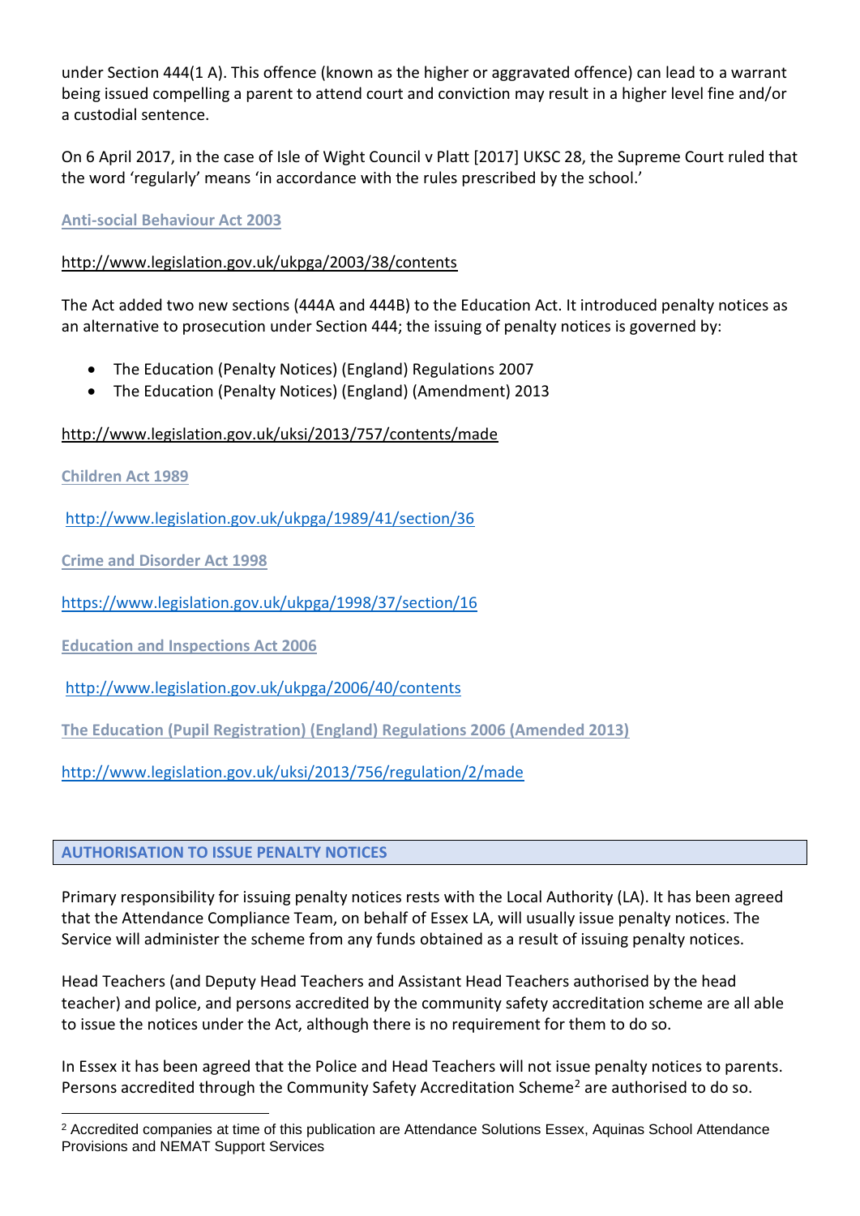under Section 444(1 A). This offence (known as the higher or aggravated offence) can lead to a warrant being issued compelling a parent to attend court and conviction may result in a higher level fine and/or a custodial sentence.

On 6 April 2017, in the case of Isle of Wight Council v Platt [2017] UKSC 28, the Supreme Court ruled that the word 'regularly' means 'in accordance with the rules prescribed by the school.'

**Anti-social Behaviour Act 2003**

http://www.legislation.gov.uk/ukpga/2003/38/contents

The Act added two new sections (444A and 444B) to the Education Act. It introduced penalty notices as an alternative to prosecution under Section 444; the issuing of penalty notices is governed by:

- The Education (Penalty Notices) (England) Regulations 2007
- The Education (Penalty Notices) (England) (Amendment) 2013

http://www.legislation.gov.uk/uksi/2013/757/contents/made

**Children Act 1989**

http://www.legislation.gov.uk/ukpga/1989/41/section/36

**Crime and Disorder Act 1998**

https://www.legislation.gov.uk/ukpga/1998/37/section/16

**Education and Inspections Act 2006**

http://www.legislation.gov.uk/ukpga/2006/40/contents

**The Education (Pupil Registration) (England) Regulations 2006 (Amended 2013)**

http://www.legislation.gov.uk/uksi/2013/756/regulation/2/made

## AUTHORISATION TO ISSUE PENALTY NOTICES

Primary responsibility for issuing penalty notices rests with the Local Authority (LA). It has been agreed that the Attendance Compliance Team, on behalf of Essex LA, will usually issue penalty notices. The Service will administer the scheme from any funds obtained as a result of issuing penalty notices.

Head Teachers (and Deputy Head Teachers and Assistant Head Teachers authorised by the head teacher) and police, and persons accredited by the community safety accreditation scheme are all able to issue the notices under the Act, although there is no requirement for them to do so.

In Essex it has been agreed that the Police and Head Teachers will not issue penalty notices to parents. Persons accredited through the Community Safety Accreditation Scheme[2] are authorised to do so.

[2] Accredited companies at time of this publication are Attendance Solutions Essex, Aquinas School Attendance Provisions and NEMAT Support Services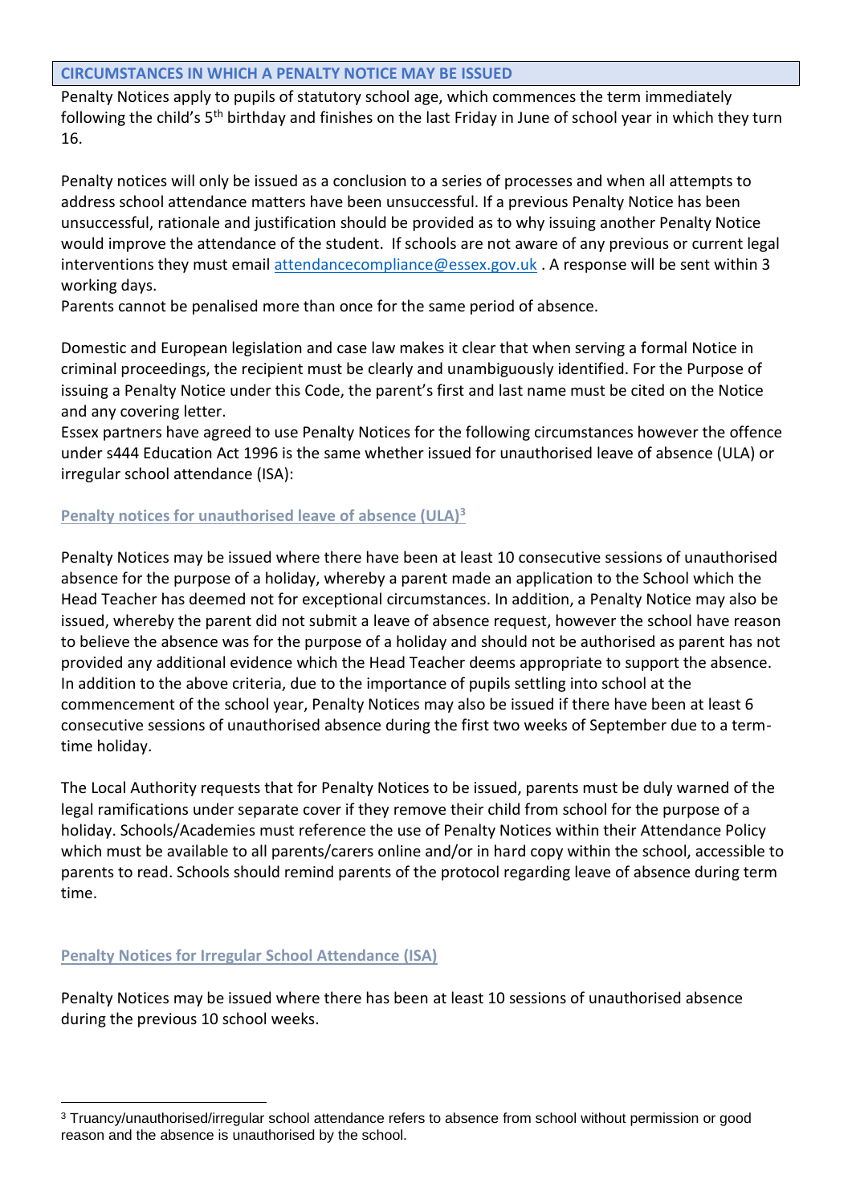## CIRCUMSTANCES IN WHICH A PENALTY NOTICE MAY BE ISSUED

Penalty Notices apply to pupils of statutory school age, which commences the term immediately following the child's 5th birthday and finishes on the last Friday in June of school year in which they turn 16.

Penalty notices will only be issued as a conclusion to a series of processes and when all attempts to address school attendance matters have been unsuccessful. If a previous Penalty Notice has been unsuccessful, rationale and justification should be provided as to why issuing another Penalty Notice would improve the attendance of the student. If schools are not aware of any previous or current legal interventions they must email attendancecompliance@essex.gov.uk . A response will be sent within 3 working days.

Parents cannot be penalised more than once for the same period of absence.

Domestic and European legislation and case law makes it clear that when serving a formal Notice in criminal proceedings, the recipient must be clearly and unambiguously identified. For the Purpose of issuing a Penalty Notice under this Code, the parent's first and last name must be cited on the Notice and any covering letter.

Essex partners have agreed to use Penalty Notices for the following circumstances however the offence under s444 Education Act 1996 is the same whether issued for unauthorised leave of absence (ULA) or irregular school attendance (ISA):

### Penalty notices for unauthorised leave of absence (ULA)[3]

Penalty Notices may be issued where there have been at least 10 consecutive sessions of unauthorised absence for the purpose of a holiday, whereby a parent made an application to the School which the Head Teacher has deemed not for exceptional circumstances. In addition, a Penalty Notice may also be issued, whereby the parent did not submit a leave of absence request, however the school have reason to believe the absence was for the purpose of a holiday and should not be authorised as parent has not provided any additional evidence which the Head Teacher deems appropriate to support the absence. In addition to the above criteria, due to the importance of pupils settling into school at the commencement of the school year, Penalty Notices may also be issued if there have been at least 6 consecutive sessions of unauthorised absence during the first two weeks of September due to a term-time holiday.

The Local Authority requests that for Penalty Notices to be issued, parents must be duly warned of the legal ramifications under separate cover if they remove their child from school for the purpose of a holiday. Schools/Academies must reference the use of Penalty Notices within their Attendance Policy which must be available to all parents/carers online and/or in hard copy within the school, accessible to parents to read. Schools should remind parents of the protocol regarding leave of absence during term time.

### Penalty Notices for Irregular School Attendance (ISA)

Penalty Notices may be issued where there has been at least 10 sessions of unauthorised absence during the previous 10 school weeks.

---

[3] Truancy/unauthorised/irregular school attendance refers to absence from school without permission or good reason and the absence is unauthorised by the school.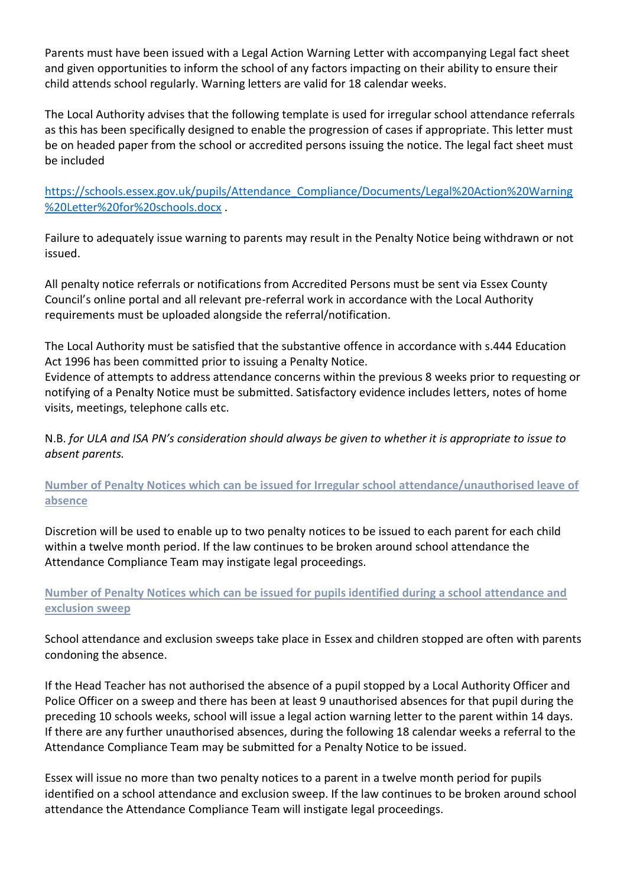Parents must have been issued with a Legal Action Warning Letter with accompanying Legal fact sheet and given opportunities to inform the school of any factors impacting on their ability to ensure their child attends school regularly. Warning letters are valid for 18 calendar weeks.

The Local Authority advises that the following template is used for irregular school attendance referrals as this has been specifically designed to enable the progression of cases if appropriate. This letter must be on headed paper from the school or accredited persons issuing the notice. The legal fact sheet must be included

[https://schools.essex.gov.uk/pupils/Attendance_Compliance/Documents/Legal%20Action%20Warning%20Letter%20for%20schools.docx](https://schools.essex.gov.uk/pupils/Attendance_Compliance/Documents/Legal%20Action%20Warning%20Letter%20for%20schools.docx) .

Failure to adequately issue warning to parents may result in the Penalty Notice being withdrawn or not issued.

All penalty notice referrals or notifications from Accredited Persons must be sent via Essex County Council's online portal and all relevant pre-referral work in accordance with the Local Authority requirements must be uploaded alongside the referral/notification.

The Local Authority must be satisfied that the substantive offence in accordance with s.444 Education Act 1996 has been committed prior to issuing a Penalty Notice.
Evidence of attempts to address attendance concerns within the previous 8 weeks prior to requesting or notifying of a Penalty Notice must be submitted. Satisfactory evidence includes letters, notes of home visits, meetings, telephone calls etc.

N.B. *for ULA and ISA PN's consideration should always be given to whether it is appropriate to issue to absent parents.*

## Number of Penalty Notices which can be issued for Irregular school attendance/unauthorised leave of absence

Discretion will be used to enable up to two penalty notices to be issued to each parent for each child within a twelve month period. If the law continues to be broken around school attendance the Attendance Compliance Team may instigate legal proceedings.

## Number of Penalty Notices which can be issued for pupils identified during a school attendance and exclusion sweep

School attendance and exclusion sweeps take place in Essex and children stopped are often with parents condoning the absence.

If the Head Teacher has not authorised the absence of a pupil stopped by a Local Authority Officer and Police Officer on a sweep and there has been at least 9 unauthorised absences for that pupil during the preceding 10 schools weeks, school will issue a legal action warning letter to the parent within 14 days. If there are any further unauthorised absences, during the following 18 calendar weeks a referral to the Attendance Compliance Team may be submitted for a Penalty Notice to be issued.

Essex will issue no more than two penalty notices to a parent in a twelve month period for pupils identified on a school attendance and exclusion sweep. If the law continues to be broken around school attendance the Attendance Compliance Team will instigate legal proceedings.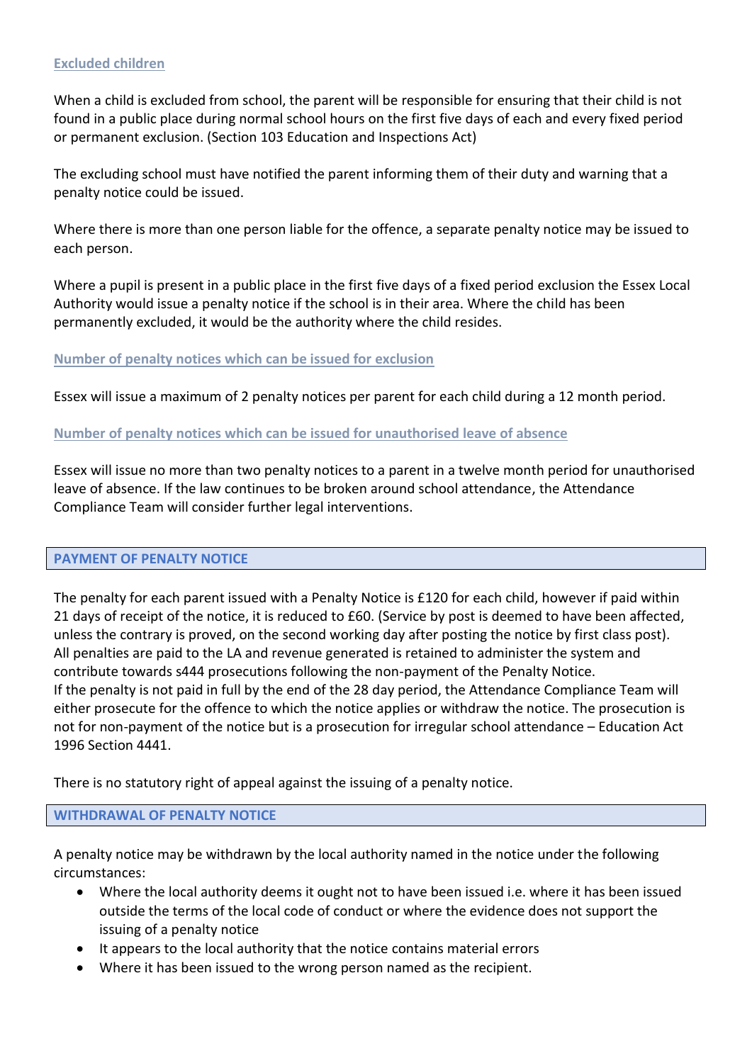### Excluded children

When a child is excluded from school, the parent will be responsible for ensuring that their child is not found in a public place during normal school hours on the first five days of each and every fixed period or permanent exclusion. (Section 103 Education and Inspections Act)

The excluding school must have notified the parent informing them of their duty and warning that a penalty notice could be issued.

Where there is more than one person liable for the offence, a separate penalty notice may be issued to each person.

Where a pupil is present in a public place in the first five days of a fixed period exclusion the Essex Local Authority would issue a penalty notice if the school is in their area. Where the child has been permanently excluded, it would be the authority where the child resides.

### Number of penalty notices which can be issued for exclusion

Essex will issue a maximum of 2 penalty notices per parent for each child during a 12 month period.

### Number of penalty notices which can be issued for unauthorised leave of absence

Essex will issue no more than two penalty notices to a parent in a twelve month period for unauthorised leave of absence. If the law continues to be broken around school attendance, the Attendance Compliance Team will consider further legal interventions.

## PAYMENT OF PENALTY NOTICE

The penalty for each parent issued with a Penalty Notice is £120 for each child, however if paid within 21 days of receipt of the notice, it is reduced to £60. (Service by post is deemed to have been affected, unless the contrary is proved, on the second working day after posting the notice by first class post). All penalties are paid to the LA and revenue generated is retained to administer the system and contribute towards s444 prosecutions following the non-payment of the Penalty Notice.
If the penalty is not paid in full by the end of the 28 day period, the Attendance Compliance Team will either prosecute for the offence to which the notice applies or withdraw the notice. The prosecution is not for non-payment of the notice but is a prosecution for irregular school attendance – Education Act 1996 Section 4441.

There is no statutory right of appeal against the issuing of a penalty notice.

## WITHDRAWAL OF PENALTY NOTICE

A penalty notice may be withdrawn by the local authority named in the notice under the following circumstances:

- Where the local authority deems it ought not to have been issued i.e. where it has been issued outside the terms of the local code of conduct or where the evidence does not support the issuing of a penalty notice
- It appears to the local authority that the notice contains material errors
- Where it has been issued to the wrong person named as the recipient.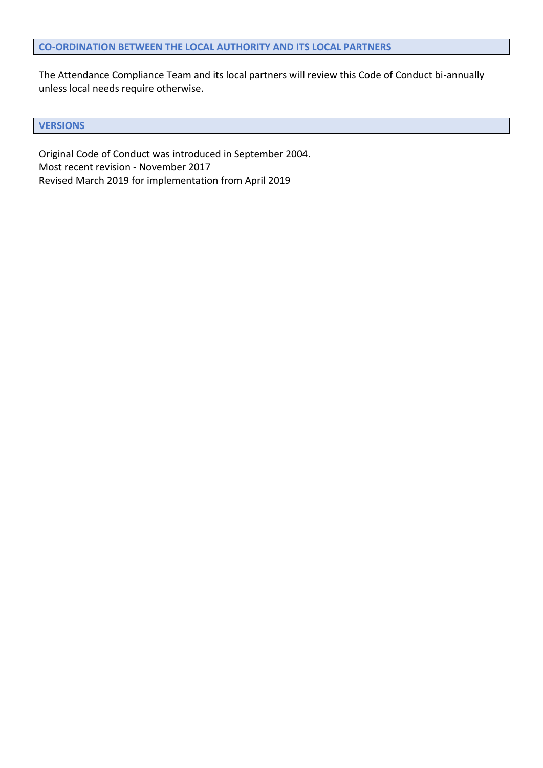## CO-ORDINATION BETWEEN THE LOCAL AUTHORITY AND ITS LOCAL PARTNERS

The Attendance Compliance Team and its local partners will review this Code of Conduct bi-annually unless local needs require otherwise.

## VERSIONS

Original Code of Conduct was introduced in September 2004.
Most recent revision - November 2017
Revised March 2019 for implementation from April 2019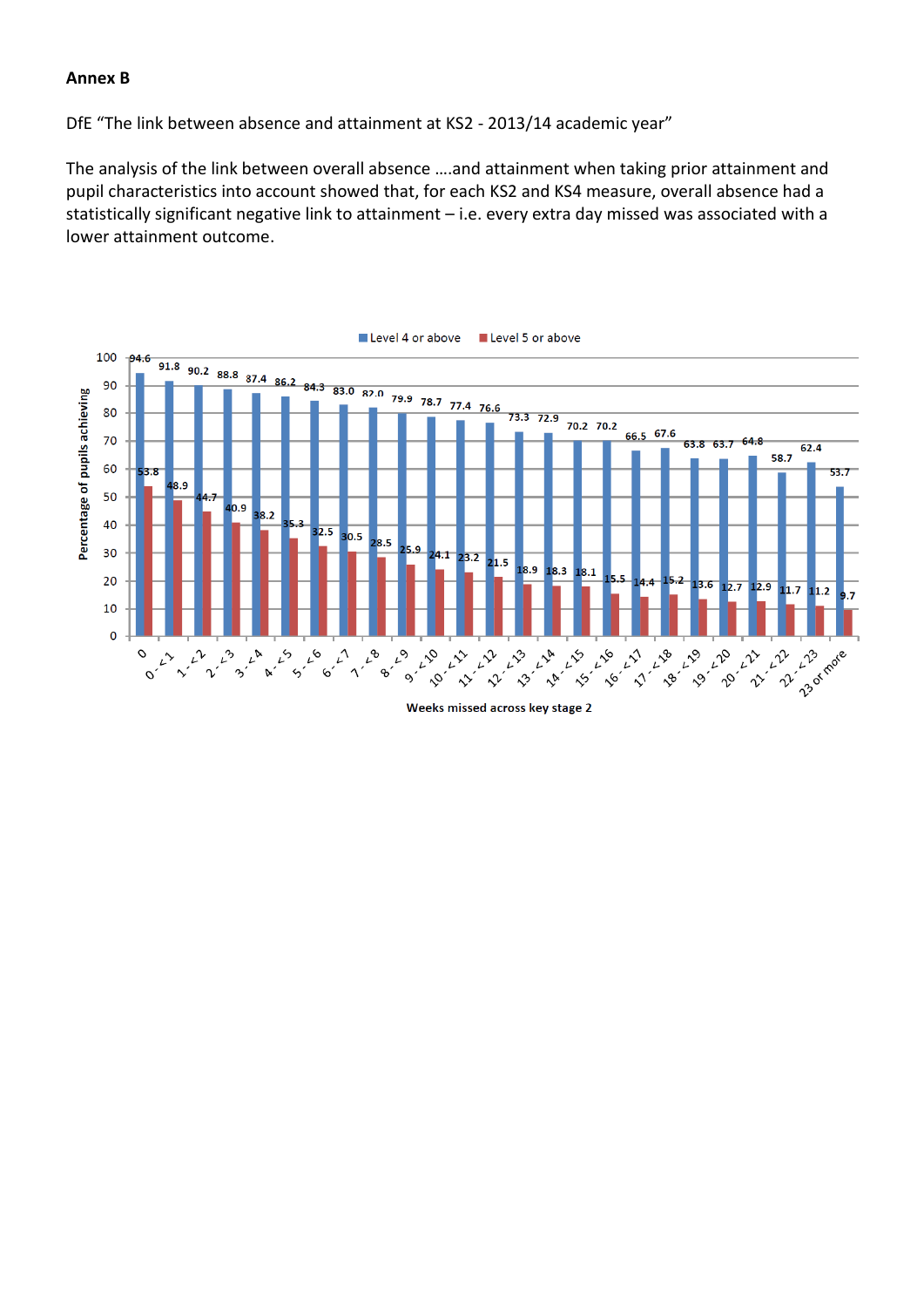**Annex B**

DfE "The link between absence and attainment at KS2 - 2013/14 academic year"

The analysis of the link between overall absence ….and attainment when taking prior attainment and pupil characteristics into account showed that, for each KS2 and KS4 measure, overall absence had a statistically significant negative link to attainment – i.e. every extra day missed was associated with a lower attainment outcome.

Level 4 or above
Level 5 or above

Percentage of pupils achieving

100
90
80
70
60
50
40
30
20
10
0

94.6 53.8
91.8 48.9
90.2 44.7
88.8 40.9
87.4 38.2
86.2 35.3
84.3 32.5
83.0 30.5
82.0 28.5
79.9 25.9
78.7 24.1
77.4 23.2
76.6 21.5
73.3 18.9
72.9 18.3
70.2 18.1
70.2 15.5
66.5 14.4
67.6 15.2
63.8 13.6
63.7 12.7
64.8 12.9
58.7 11.7
62.4 11.2
53.7 9.7

0
0 - < 1
1 - < 2
2 - < 3
3 - < 4
4 - < 5
5 - < 6
6 - < 7
7 - < 8
8 - < 9
9 - < 10
10 - < 11
11 - < 12
12 - < 13
13 - < 14
14 - < 15
15 - < 16
16 - < 17
17 - < 18
18 - < 19
19 - < 20
20 - < 21
21 - < 22
22 - < 23
23 or more

Weeks missed across key stage 2